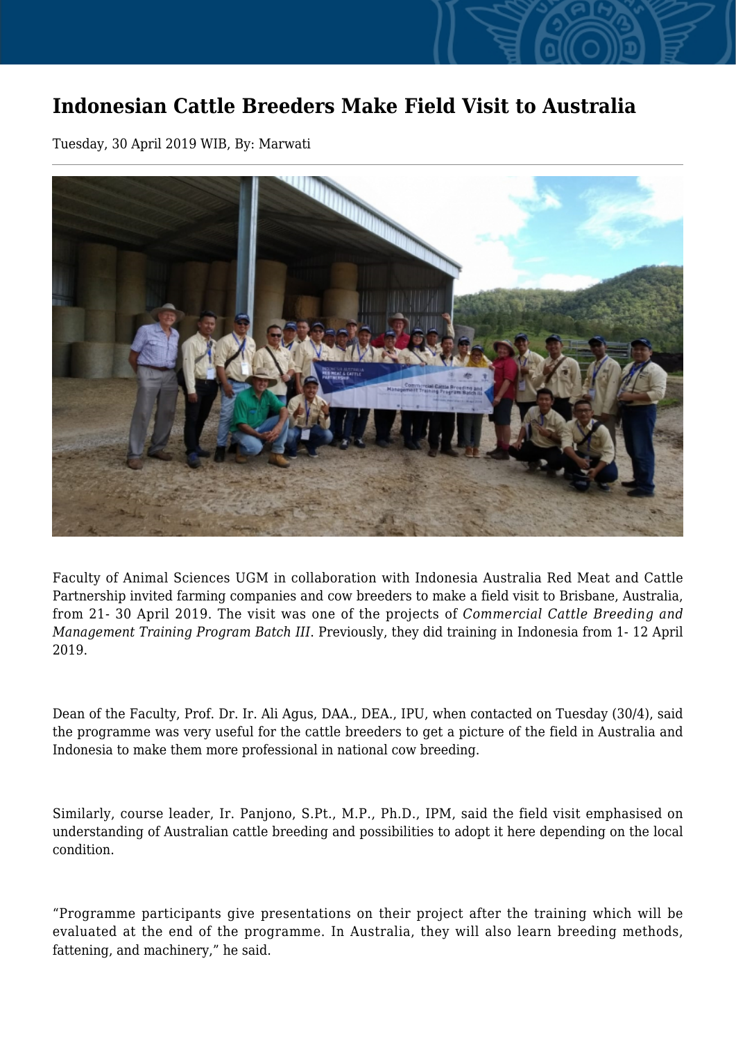# Indonesian Cattle Breeders Make Field Visit to Australia

Tuesday, 30 April 2019 WIB, By: Marwati

Faculty of Animal Sciences UGM in collaboration with Indonesia Australia Red Meat and Cattle Partnership invited farming companies and cow breeders to make a field visit to Brisbane, Australia, from 21- 30 April 2019. The visit was one of the projects of *Commercial Cattle Breeding and Management Training Program Batch III*. Previously, they did training in Indonesia from 1- 12 April 2019.

Dean of the Faculty, Prof. Dr. Ir. Ali Agus, DAA., DEA., IPU, when contacted on Tuesday (30/4), said the programme was very useful for the cattle breeders to get a picture of the field in Australia and Indonesia to make them more professional in national cow breeding.

Similarly, course leader, Ir. Panjono, S.Pt., M.P., Ph.D., IPM, said the field visit emphasised on understanding of Australian cattle breeding and possibilities to adopt it here depending on the local condition.

“Programme participants give presentations on their project after the training which will be evaluated at the end of the programme. In Australia, they will also learn breeding methods, fattening, and machinery,” he said.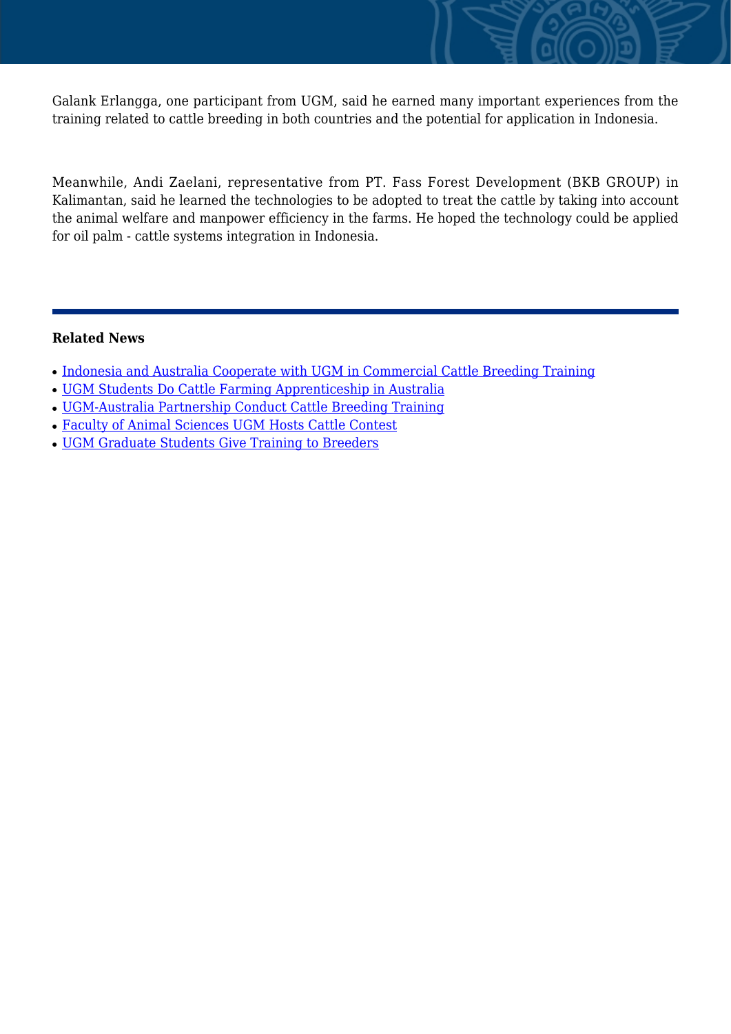Galank Erlangga, one participant from UGM, said he earned many important experiences from the training related to cattle breeding in both countries and the potential for application in Indonesia.

Meanwhile, Andi Zaelani, representative from PT. Fass Forest Development (BKB GROUP) in Kalimantan, said he learned the technologies to be adopted to treat the cattle by taking into account the animal welfare and manpower efficiency in the farms. He hoped the technology could be applied for oil palm - cattle systems integration in Indonesia.

---

**Related News**

- Indonesia and Australia Cooperate with UGM in Commercial Cattle Breeding Training
- UGM Students Do Cattle Farming Apprenticeship in Australia
- UGM-Australia Partnership Conduct Cattle Breeding Training
- Faculty of Animal Sciences UGM Hosts Cattle Contest
- UGM Graduate Students Give Training to Breeders